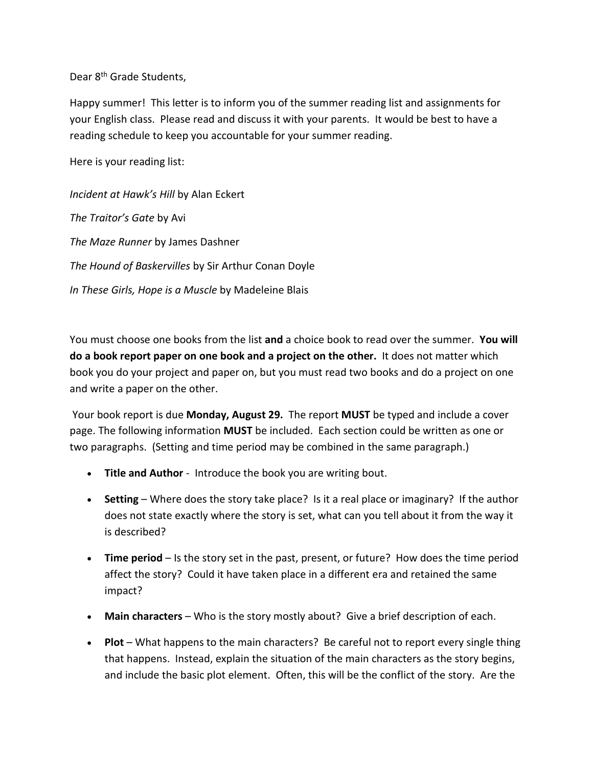Dear 8th Grade Students,

Happy summer! This letter is to inform you of the summer reading list and assignments for your English class. Please read and discuss it with your parents. It would be best to have a reading schedule to keep you accountable for your summer reading.

Here is your reading list:

*Incident at Hawk's Hill* by Alan Eckert

*The Traitor's Gate* by Avi

*The Maze Runner* by James Dashner

*The Hound of Baskervilles* by Sir Arthur Conan Doyle

*In These Girls, Hope is a Muscle* by Madeleine Blais

You must choose one books from the list **and** a choice book to read over the summer. **You will do a book report paper on one book and a project on the other.** It does not matter which book you do your project and paper on, but you must read two books and do a project on one and write a paper on the other.

Your book report is due **Monday, August 29.** The report **MUST** be typed and include a cover page. The following information **MUST** be included. Each section could be written as one or two paragraphs. (Setting and time period may be combined in the same paragraph.)

- **Title and Author** - Introduce the book you are writing bout.
- **Setting** – Where does the story take place? Is it a real place or imaginary? If the author does not state exactly where the story is set, what can you tell about it from the way it is described?
- **Time period** – Is the story set in the past, present, or future? How does the time period affect the story? Could it have taken place in a different era and retained the same impact?
- **Main characters** – Who is the story mostly about? Give a brief description of each.
- **Plot** – What happens to the main characters? Be careful not to report every single thing that happens. Instead, explain the situation of the main characters as the story begins, and include the basic plot element. Often, this will be the conflict of the story. Are the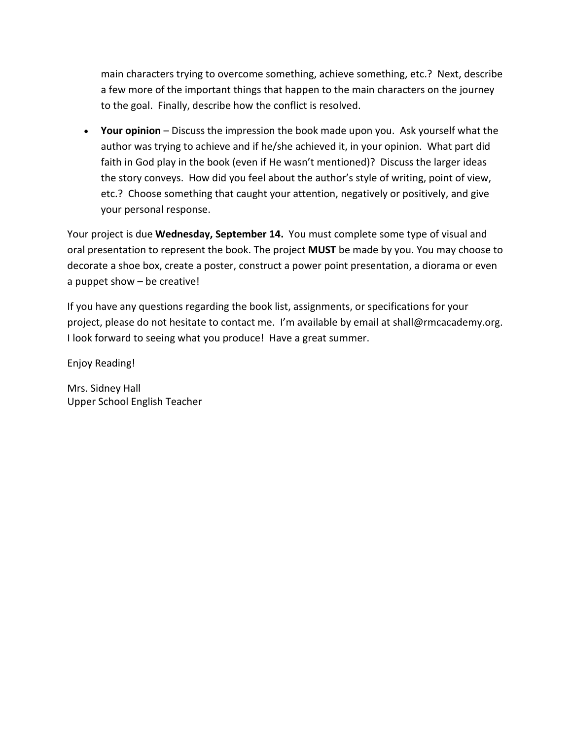main characters trying to overcome something, achieve something, etc.? Next, describe a few more of the important things that happen to the main characters on the journey to the goal. Finally, describe how the conflict is resolved.

- **Your opinion** – Discuss the impression the book made upon you. Ask yourself what the author was trying to achieve and if he/she achieved it, in your opinion. What part did faith in God play in the book (even if He wasn't mentioned)? Discuss the larger ideas the story conveys. How did you feel about the author's style of writing, point of view, etc.? Choose something that caught your attention, negatively or positively, and give your personal response.

Your project is due **Wednesday, September 14.** You must complete some type of visual and oral presentation to represent the book. The project **MUST** be made by you. You may choose to decorate a shoe box, create a poster, construct a power point presentation, a diorama or even a puppet show – be creative!

If you have any questions regarding the book list, assignments, or specifications for your project, please do not hesitate to contact me. I'm available by email at shall@rmcacademy.org. I look forward to seeing what you produce! Have a great summer.

Enjoy Reading!

Mrs. Sidney Hall
Upper School English Teacher